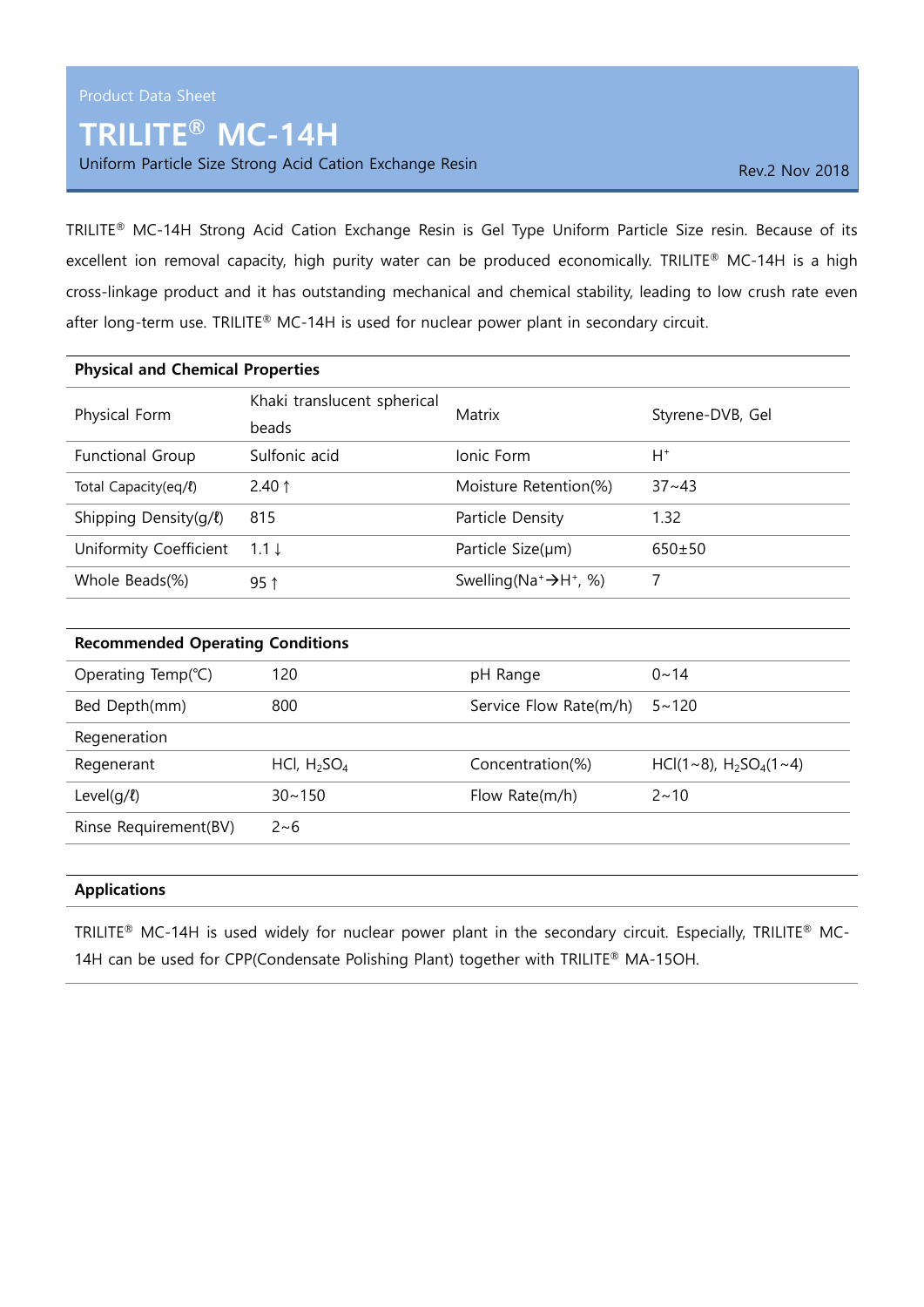Product Data Sheet

# TRILITE® MC-14H

Uniform Particle Size Strong Acid Cation Exchange Resin

Rev.2 Nov 2018

TRILITE® MC-14H Strong Acid Cation Exchange Resin is Gel Type Uniform Particle Size resin. Because of its excellent ion removal capacity, high purity water can be produced economically. TRILITE® MC-14H is a high cross-linkage product and it has outstanding mechanical and chemical stability, leading to low crush rate even after long-term use. TRILITE® MC-14H is used for nuclear power plant in secondary circuit.

| Physical and Chemical Properties | | | |
|---|---|---|---|
| Physical Form | Khaki translucent spherical beads | Matrix | Styrene-DVB, Gel |
| Functional Group | Sulfonic acid | Ionic Form | $H^+$ |
| Total Capacity(eq/ℓ) | 2.40 ↑ | Moisture Retention(%) | 37~43 |
| Shipping Density(g/ℓ) | 815 | Particle Density | 1.32 |
| Uniformity Coefficient | 1.1 ↓ | Particle Size(μm) | 650±50 |
| Whole Beads(%) | 95 ↑ | Swelling($Na^+ \rightarrow H^+$, %) | 7 |

| Recommended Operating Conditions | | | |
|---|---|---|---|
| Operating Temp(℃) | 120 | pH Range | 0~14 |
| Bed Depth(mm) | 800 | Service Flow Rate(m/h) | 5~120 |
| Regeneration | | | |
| Regenerant | HCl, $H_2SO_4$ | Concentration(%) | HCl(1~8), $H_2SO_4$(1~4) |
| Level(g/ℓ) | 30~150 | Flow Rate(m/h) | 2~10 |
| Rinse Requirement(BV) | 2~6 | | |

## Applications

TRILITE® MC-14H is used widely for nuclear power plant in the secondary circuit. Especially, TRILITE® MC-14H can be used for CPP(Condensate Polishing Plant) together with TRILITE® MA-15OH.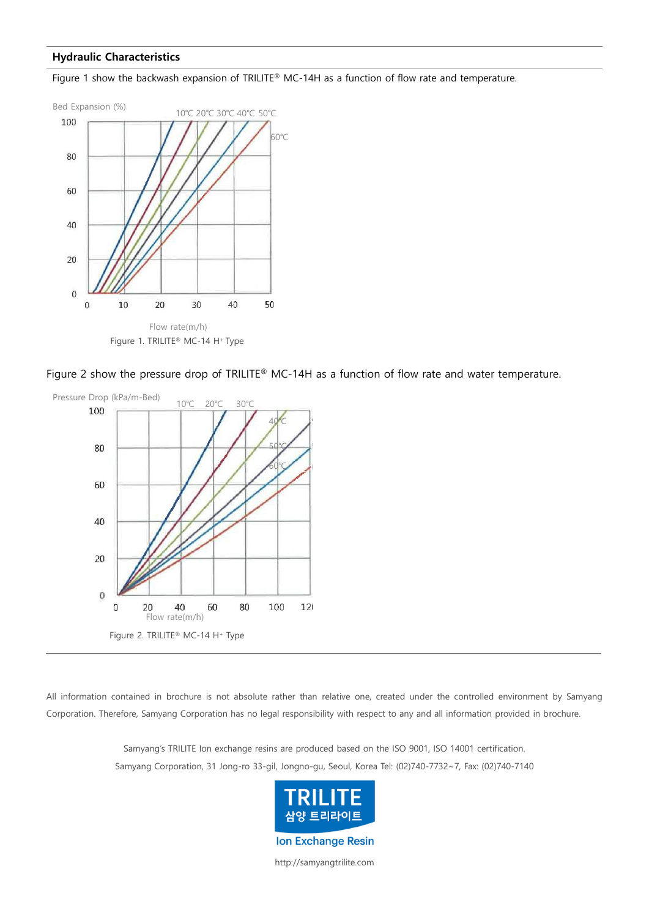## Hydraulic Characteristics

Figure 1 show the backwash expansion of TRILITE® MC-14H as a function of flow rate and temperature.

Bed Expansion (%)

10℃ 20℃ 30℃ 40℃ 50℃

60℃

100
80
60
40
20
0

0 10 20 30 40 50

Flow rate(m/h)

Figure 1. TRILITE® MC-14 $H^+$ Type

Figure 2 show the pressure drop of TRILITE® MC-14H as a function of flow rate and water temperature.

Pressure Drop (kPa/m-Bed)

10℃ 20℃ 30℃

40℃
50℃
60℃

100
80
60
40
20
0

0 20 40 60 80 100 120

Flow rate(m/h)

Figure 2. TRILITE® MC-14 $H^+$ Type

All information contained in brochure is not absolute rather than relative one, created under the controlled environment by Samyang Corporation. Therefore, Samyang Corporation has no legal responsibility with respect to any and all information provided in brochure.

Samyang's TRILITE Ion exchange resins are produced based on the ISO 9001, ISO 14001 certification.

Samyang Corporation, 31 Jong-ro 33-gil, Jongno-gu, Seoul, Korea Tel: (02)740-7732~7, Fax: (02)740-7140

TRILITE
삼양 트리라이트
Ion Exchange Resin

http://samyangtrilite.com